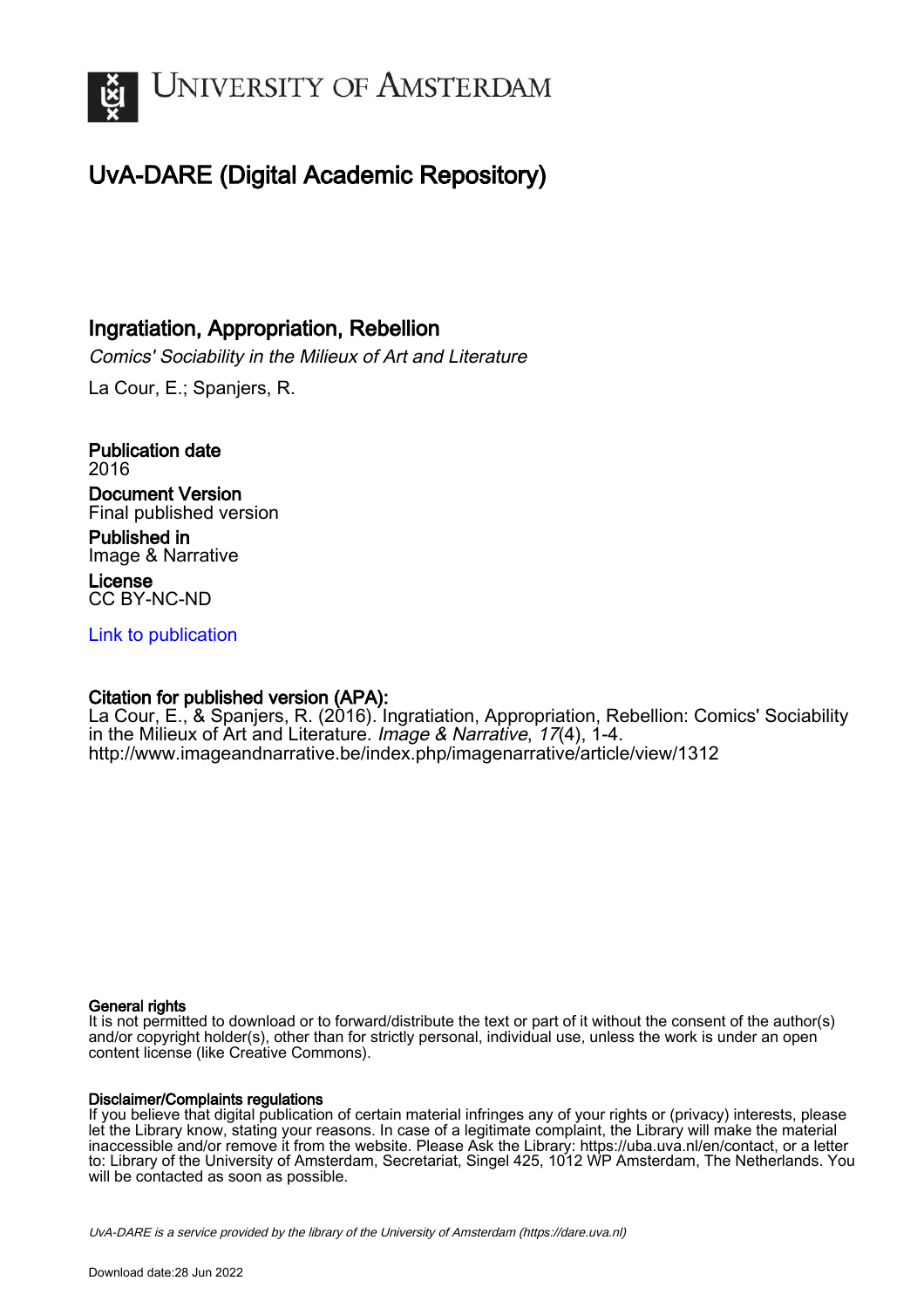# University of Amsterdam

## UvA-DARE (Digital Academic Repository)

### Ingratiation, Appropriation, Rebellion

*Comics' Sociability in the Milieux of Art and Literature*

La Cour, E.; Spanjers, R.

**Publication date**
2016

**Document Version**
Final published version

**Published in**
Image & Narrative

**License**
CC BY-NC-ND

[Link to publication](http://www.imageandnarrative.be/index.php/imagenarrative/article/view/1312)

**Citation for published version (APA):**
La Cour, E., & Spanjers, R. (2016). Ingratiation, Appropriation, Rebellion: Comics' Sociability in the Milieux of Art and Literature. *Image & Narrative*, *17*(4), 1-4. http://www.imageandnarrative.be/index.php/imagenarrative/article/view/1312

**General rights**
It is not permitted to download or to forward/distribute the text or part of it without the consent of the author(s) and/or copyright holder(s), other than for strictly personal, individual use, unless the work is under an open content license (like Creative Commons).

**Disclaimer/Complaints regulations**
If you believe that digital publication of certain material infringes any of your rights or (privacy) interests, please let the Library know, stating your reasons. In case of a legitimate complaint, the Library will make the material inaccessible and/or remove it from the website. Please Ask the Library: https://uba.uva.nl/en/contact, or a letter to: Library of the University of Amsterdam, Secretariat, Singel 425, 1012 WP Amsterdam, The Netherlands. You will be contacted as soon as possible.

*UvA-DARE is a service provided by the library of the University of Amsterdam (https://dare.uva.nl)*

Download date:28 Jun 2022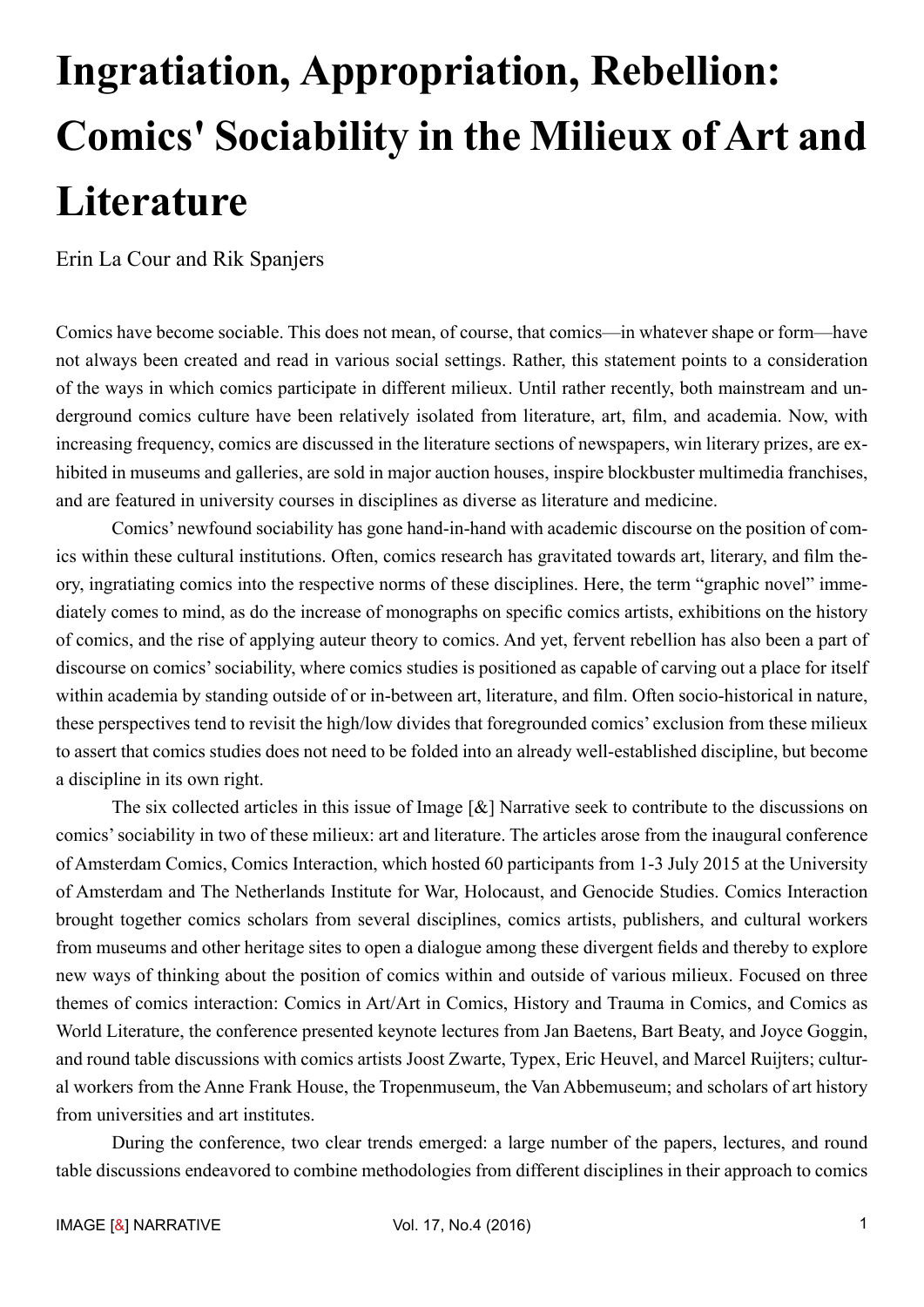# Ingratiation, Appropriation, Rebellion: Comics' Sociability in the Milieux of Art and Literature

Erin La Cour and Rik Spanjers

Comics have become sociable. This does not mean, of course, that comics—in whatever shape or form—have not always been created and read in various social settings. Rather, this statement points to a consideration of the ways in which comics participate in different milieux. Until rather recently, both mainstream and underground comics culture have been relatively isolated from literature, art, film, and academia. Now, with increasing frequency, comics are discussed in the literature sections of newspapers, win literary prizes, are exhibited in museums and galleries, are sold in major auction houses, inspire blockbuster multimedia franchises, and are featured in university courses in disciplines as diverse as literature and medicine.

Comics' newfound sociability has gone hand-in-hand with academic discourse on the position of comics within these cultural institutions. Often, comics research has gravitated towards art, literary, and film theory, ingratiating comics into the respective norms of these disciplines. Here, the term "graphic novel" immediately comes to mind, as do the increase of monographs on specific comics artists, exhibitions on the history of comics, and the rise of applying auteur theory to comics. And yet, fervent rebellion has also been a part of discourse on comics' sociability, where comics studies is positioned as capable of carving out a place for itself within academia by standing outside of or in-between art, literature, and film. Often socio-historical in nature, these perspectives tend to revisit the high/low divides that foregrounded comics' exclusion from these milieux to assert that comics studies does not need to be folded into an already well-established discipline, but become a discipline in its own right.

The six collected articles in this issue of Image [&] Narrative seek to contribute to the discussions on comics' sociability in two of these milieux: art and literature. The articles arose from the inaugural conference of Amsterdam Comics, Comics Interaction, which hosted 60 participants from 1-3 July 2015 at the University of Amsterdam and The Netherlands Institute for War, Holocaust, and Genocide Studies. Comics Interaction brought together comics scholars from several disciplines, comics artists, publishers, and cultural workers from museums and other heritage sites to open a dialogue among these divergent fields and thereby to explore new ways of thinking about the position of comics within and outside of various milieux. Focused on three themes of comics interaction: Comics in Art/Art in Comics, History and Trauma in Comics, and Comics as World Literature, the conference presented keynote lectures from Jan Baetens, Bart Beaty, and Joyce Goggin, and round table discussions with comics artists Joost Zwarte, Typex, Eric Heuvel, and Marcel Ruijters; cultural workers from the Anne Frank House, the Tropenmuseum, the Van Abbemuseum; and scholars of art history from universities and art institutes.

During the conference, two clear trends emerged: a large number of the papers, lectures, and round table discussions endeavored to combine methodologies from different disciplines in their approach to comics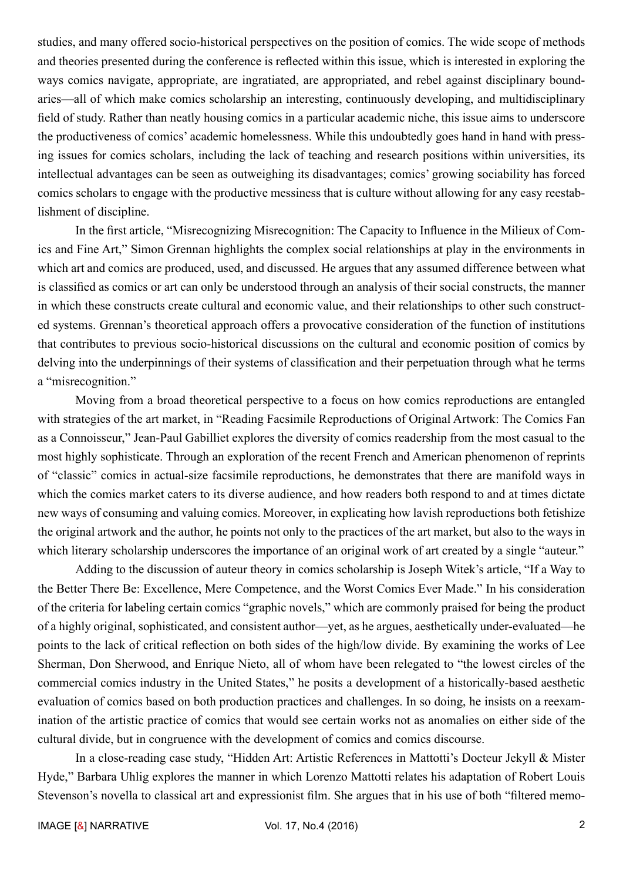studies, and many offered socio-historical perspectives on the position of comics. The wide scope of methods and theories presented during the conference is reflected within this issue, which is interested in exploring the ways comics navigate, appropriate, are ingratiated, are appropriated, and rebel against disciplinary boundaries—all of which make comics scholarship an interesting, continuously developing, and multidisciplinary field of study. Rather than neatly housing comics in a particular academic niche, this issue aims to underscore the productiveness of comics' academic homelessness. While this undoubtedly goes hand in hand with pressing issues for comics scholars, including the lack of teaching and research positions within universities, its intellectual advantages can be seen as outweighing its disadvantages; comics' growing sociability has forced comics scholars to engage with the productive messiness that is culture without allowing for any easy reestablishment of discipline.

In the first article, "Misrecognizing Misrecognition: The Capacity to Influence in the Milieux of Comics and Fine Art," Simon Grennan highlights the complex social relationships at play in the environments in which art and comics are produced, used, and discussed. He argues that any assumed difference between what is classified as comics or art can only be understood through an analysis of their social constructs, the manner in which these constructs create cultural and economic value, and their relationships to other such constructed systems. Grennan's theoretical approach offers a provocative consideration of the function of institutions that contributes to previous socio-historical discussions on the cultural and economic position of comics by delving into the underpinnings of their systems of classification and their perpetuation through what he terms a "misrecognition."

Moving from a broad theoretical perspective to a focus on how comics reproductions are entangled with strategies of the art market, in "Reading Facsimile Reproductions of Original Artwork: The Comics Fan as a Connoisseur," Jean-Paul Gabilliet explores the diversity of comics readership from the most casual to the most highly sophisticate. Through an exploration of the recent French and American phenomenon of reprints of "classic" comics in actual-size facsimile reproductions, he demonstrates that there are manifold ways in which the comics market caters to its diverse audience, and how readers both respond to and at times dictate new ways of consuming and valuing comics. Moreover, in explicating how lavish reproductions both fetishize the original artwork and the author, he points not only to the practices of the art market, but also to the ways in which literary scholarship underscores the importance of an original work of art created by a single "auteur."

Adding to the discussion of auteur theory in comics scholarship is Joseph Witek's article, "If a Way to the Better There Be: Excellence, Mere Competence, and the Worst Comics Ever Made." In his consideration of the criteria for labeling certain comics "graphic novels," which are commonly praised for being the product of a highly original, sophisticated, and consistent author—yet, as he argues, aesthetically under-evaluated—he points to the lack of critical reflection on both sides of the high/low divide. By examining the works of Lee Sherman, Don Sherwood, and Enrique Nieto, all of whom have been relegated to "the lowest circles of the commercial comics industry in the United States," he posits a development of a historically-based aesthetic evaluation of comics based on both production practices and challenges. In so doing, he insists on a reexamination of the artistic practice of comics that would see certain works not as anomalies on either side of the cultural divide, but in congruence with the development of comics and comics discourse.

In a close-reading case study, "Hidden Art: Artistic References in Mattotti's Docteur Jekyll & Mister Hyde," Barbara Uhlig explores the manner in which Lorenzo Mattotti relates his adaptation of Robert Louis Stevenson's novella to classical art and expressionist film. She argues that in his use of both "filtered memo-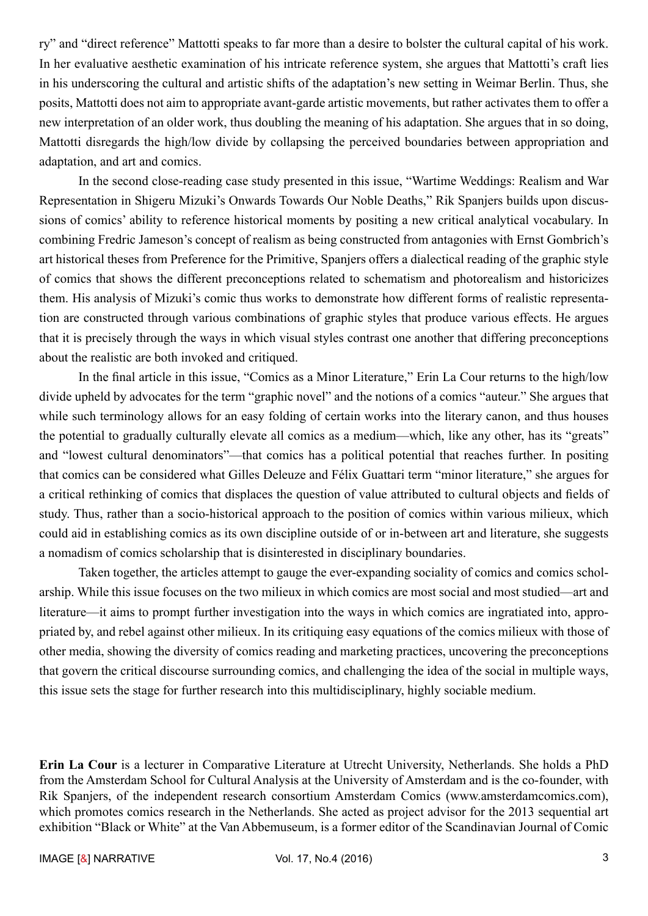ry" and "direct reference" Mattotti speaks to far more than a desire to bolster the cultural capital of his work. In her evaluative aesthetic examination of his intricate reference system, she argues that Mattotti's craft lies in his underscoring the cultural and artistic shifts of the adaptation's new setting in Weimar Berlin. Thus, she posits, Mattotti does not aim to appropriate avant-garde artistic movements, but rather activates them to offer a new interpretation of an older work, thus doubling the meaning of his adaptation. She argues that in so doing, Mattotti disregards the high/low divide by collapsing the perceived boundaries between appropriation and adaptation, and art and comics.

In the second close-reading case study presented in this issue, "Wartime Weddings: Realism and War Representation in Shigeru Mizuki's Onwards Towards Our Noble Deaths," Rik Spanjers builds upon discussions of comics' ability to reference historical moments by positing a new critical analytical vocabulary. In combining Fredric Jameson's concept of realism as being constructed from antagonies with Ernst Gombrich's art historical theses from Preference for the Primitive, Spanjers offers a dialectical reading of the graphic style of comics that shows the different preconceptions related to schematism and photorealism and historicizes them. His analysis of Mizuki's comic thus works to demonstrate how different forms of realistic representation are constructed through various combinations of graphic styles that produce various effects. He argues that it is precisely through the ways in which visual styles contrast one another that differing preconceptions about the realistic are both invoked and critiqued.

In the final article in this issue, "Comics as a Minor Literature," Erin La Cour returns to the high/low divide upheld by advocates for the term "graphic novel" and the notions of a comics "auteur." She argues that while such terminology allows for an easy folding of certain works into the literary canon, and thus houses the potential to gradually culturally elevate all comics as a medium—which, like any other, has its "greats" and "lowest cultural denominators"—that comics has a political potential that reaches further. In positing that comics can be considered what Gilles Deleuze and Félix Guattari term "minor literature," she argues for a critical rethinking of comics that displaces the question of value attributed to cultural objects and fields of study. Thus, rather than a socio-historical approach to the position of comics within various milieux, which could aid in establishing comics as its own discipline outside of or in-between art and literature, she suggests a nomadism of comics scholarship that is disinterested in disciplinary boundaries.

Taken together, the articles attempt to gauge the ever-expanding sociality of comics and comics scholarship. While this issue focuses on the two milieux in which comics are most social and most studied—art and literature—it aims to prompt further investigation into the ways in which comics are ingratiated into, appropriated by, and rebel against other milieux. In its critiquing easy equations of the comics milieux with those of other media, showing the diversity of comics reading and marketing practices, uncovering the preconceptions that govern the critical discourse surrounding comics, and challenging the idea of the social in multiple ways, this issue sets the stage for further research into this multidisciplinary, highly sociable medium.

**Erin La Cour** is a lecturer in Comparative Literature at Utrecht University, Netherlands. She holds a PhD from the Amsterdam School for Cultural Analysis at the University of Amsterdam and is the co-founder, with Rik Spanjers, of the independent research consortium Amsterdam Comics (www.amsterdamcomics.com), which promotes comics research in the Netherlands. She acted as project advisor for the 2013 sequential art exhibition "Black or White" at the Van Abbemuseum, is a former editor of the Scandinavian Journal of Comic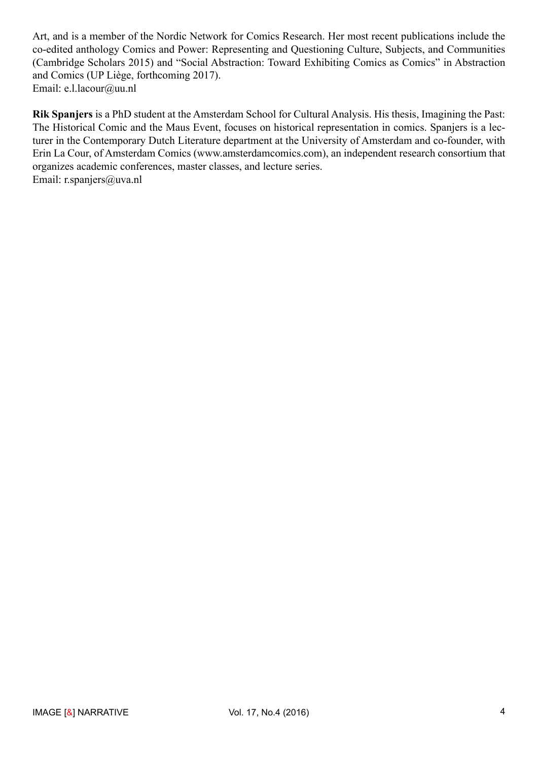Art, and is a member of the Nordic Network for Comics Research. Her most recent publications include the co-edited anthology Comics and Power: Representing and Questioning Culture, Subjects, and Communities (Cambridge Scholars 2015) and "Social Abstraction: Toward Exhibiting Comics as Comics" in Abstraction and Comics (UP Liège, forthcoming 2017).
Email: e.l.lacour@uu.nl

**Rik Spanjers** is a PhD student at the Amsterdam School for Cultural Analysis. His thesis, Imagining the Past: The Historical Comic and the Maus Event, focuses on historical representation in comics. Spanjers is a lecturer in the Contemporary Dutch Literature department at the University of Amsterdam and co-founder, with Erin La Cour, of Amsterdam Comics (www.amsterdamcomics.com), an independent research consortium that organizes academic conferences, master classes, and lecture series.
Email: r.spanjers@uva.nl